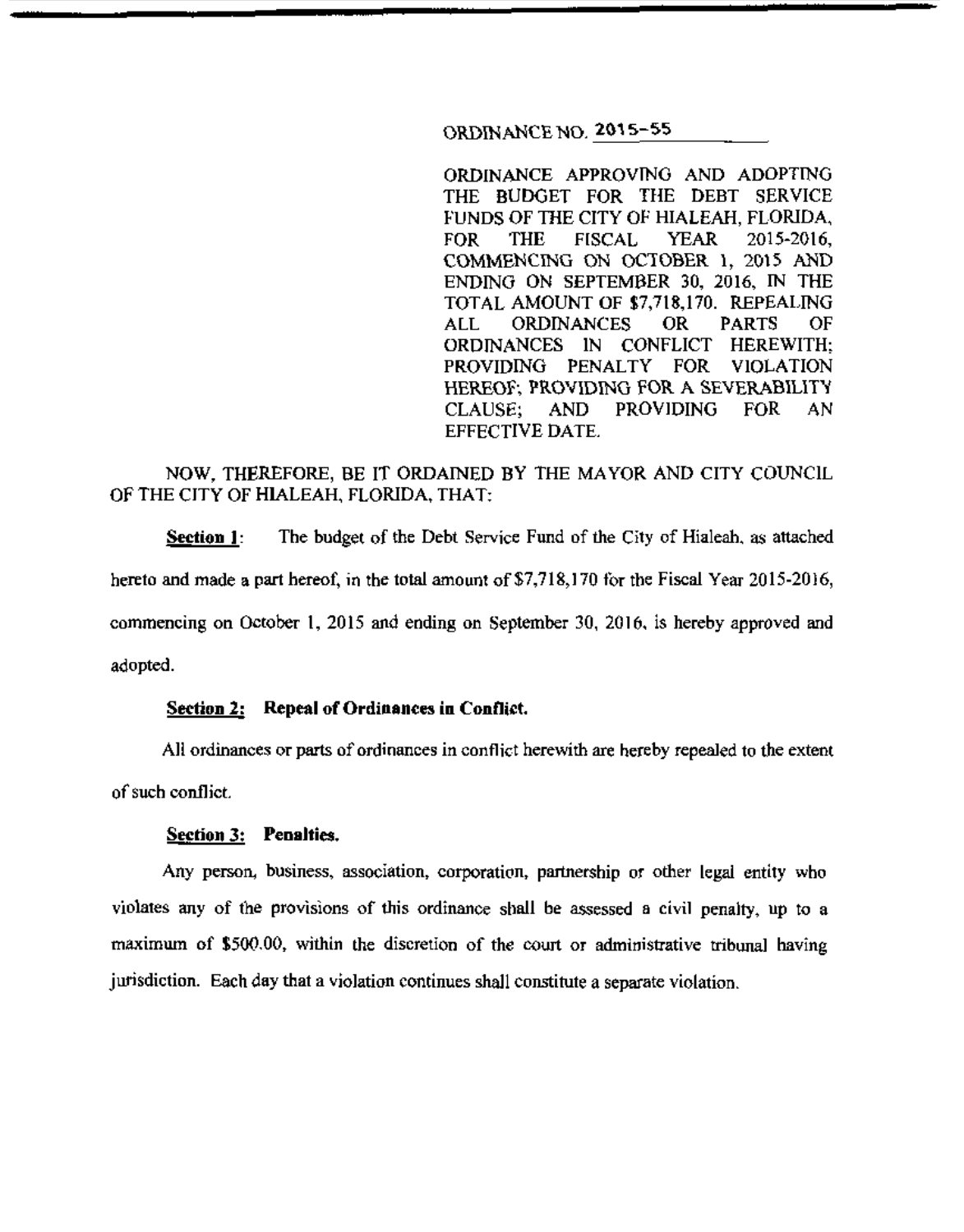ORDINANCE NO. 2015-55

ORDINANCE APPROVING AND ADOPTING THE BUDGET FOR THE DEBT SERVICE FUNDS OF THE CITY OF HIALEAH, FLORIDA, FOR THE FISCAL YEAR 2015-2016, COMMENCING ON OCTOBER 1, 2015 AND ENDING ON SEPTEMBER 30, 2016, IN THE TOTAL AMOUNT OF $7,718,170. REPEALING ALL ORDINANCES OR PARTS OF ORDINANCES IN CONFLICT HEREWITH; PROVIDING PENALTY FOR VIOLATION HEREOF; PROVIDING FOR A SEVERABILITY CLAUSE; AND PROVIDING FOR AN EFFECTIVE DATE.

NOW, THEREFORE, BE IT ORDAINED BY THE MAYOR AND CITY COUNCIL OF THE CITY OF HIALEAH, FLORIDA, THAT:

**Section 1**: The budget of the Debt Service Fund of the City of Hialeah, as attached hereto and made a part hereof, in the total amount of $7,718,170 for the Fiscal Year 2015-2016, commencing on October 1, 2015 and ending on September 30, 2016, is hereby approved and adopted.

**Section 2: Repeal of Ordinances in Conflict.**

All ordinances or parts of ordinances in conflict herewith are hereby repealed to the extent of such conflict.

**Section 3: Penalties.**

Any person, business, association, corporation, partnership or other legal entity who violates any of the provisions of this ordinance shall be assessed a civil penalty, up to a maximum of $500.00, within the discretion of the court or administrative tribunal having jurisdiction. Each day that a violation continues shall constitute a separate violation.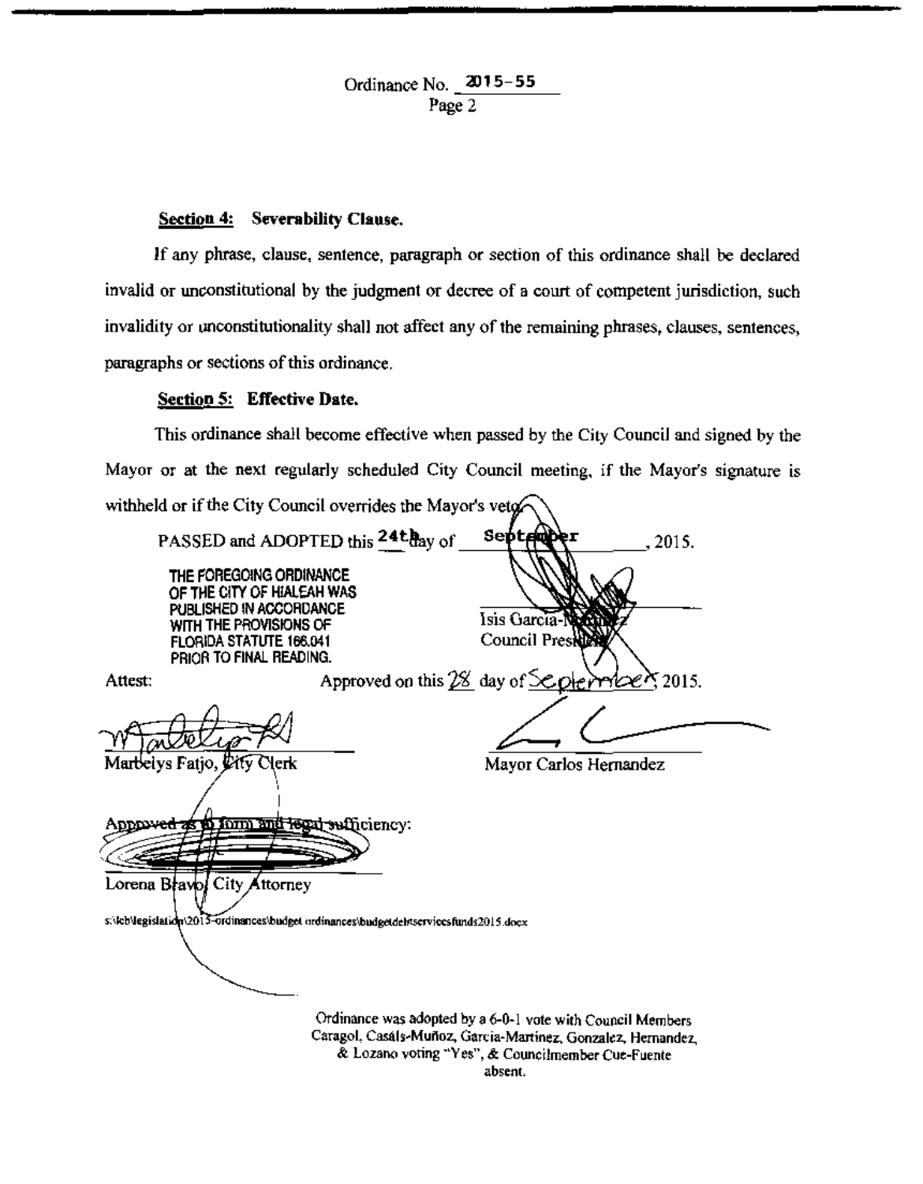Ordinance No. 2015-55

**Section 4: Severability Clause.**

If any phrase, clause, sentence, paragraph or section of this ordinance shall be declared invalid or unconstitutional by the judgment or decree of a court of competent jurisdiction, such invalidity or unconstitutionality shall not affect any of the remaining phrases, clauses, sentences, paragraphs or sections of this ordinance.

**Section 5: Effective Date.**

This ordinance shall become effective when passed by the City Council and signed by the Mayor or at the next regularly scheduled City Council meeting, if the Mayor's signature is withheld or if the City Council overrides the Mayor's veto.

PASSED and ADOPTED this 24th day of September, 2015.

THE FOREGOING ORDINANCE OF THE CITY OF HIALEAH WAS PUBLISHED IN ACCORDANCE WITH THE PROVISIONS OF FLORIDA STATUTE 166.041 PRIOR TO FINAL READING.

Isis Garcia-Martinez
Council President

Attest:

Approved on this 28 day of September 2015.

Marbelys Fatjo, City Clerk

Mayor Carlos Hernandez

Approved as to form and legal sufficiency:

Lorena Bravo, City Attorney

s:\lcb\legislation\2015-ordinances\budget ordinances\budgetdebtservicesfunds2015.docx

Ordinance was adopted by a 6-0-1 vote with Council Members Caragol, Casáls-Muñoz, Garcia-Martinez, Gonzalez, Hernandez, & Lozano voting "Yes", & Councilmember Cue-Fuente absent.